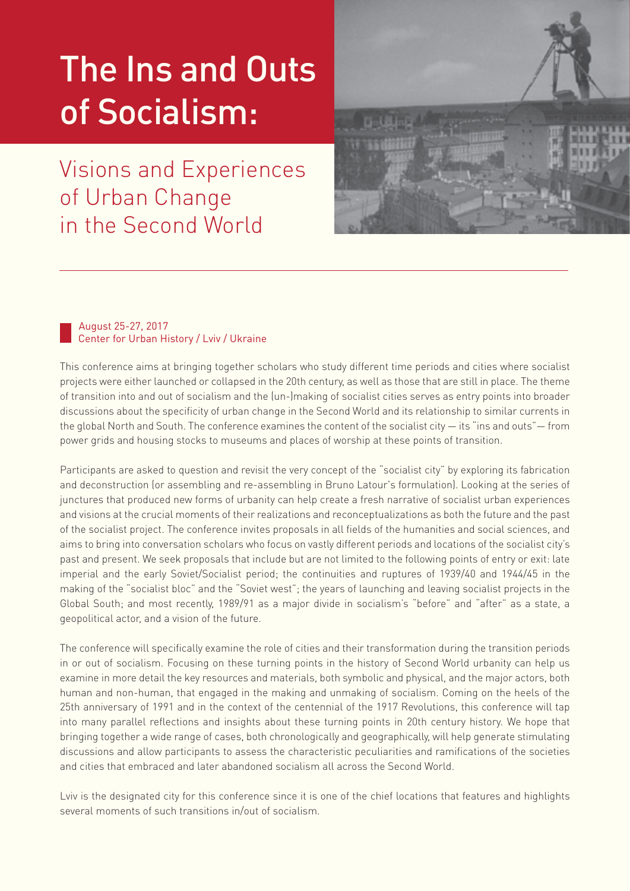# The Ins and Outs of Socialism:

## Visions and Experiences of Urban Change in the Second World

August 25-27, 2017
Center for Urban History / Lviv / Ukraine

This conference aims at bringing together scholars who study different time periods and cities where socialist projects were either launched or collapsed in the 20th century, as well as those that are still in place. The theme of transition into and out of socialism and the (un-)making of socialist cities serves as entry points into broader discussions about the specificity of urban change in the Second World and its relationship to similar currents in the global North and South. The conference examines the content of the socialist city — its "ins and outs"— from power grids and housing stocks to museums and places of worship at these points of transition.

Participants are asked to question and revisit the very concept of the "socialist city" by exploring its fabrication and deconstruction (or assembling and re-assembling in Bruno Latour's formulation). Looking at the series of junctures that produced new forms of urbanity can help create a fresh narrative of socialist urban experiences and visions at the crucial moments of their realizations and reconceptualizations as both the future and the past of the socialist project. The conference invites proposals in all fields of the humanities and social sciences, and aims to bring into conversation scholars who focus on vastly different periods and locations of the socialist city's past and present. We seek proposals that include but are not limited to the following points of entry or exit: late imperial and the early Soviet/Socialist period; the continuities and ruptures of 1939/40 and 1944/45 in the making of the "socialist bloc" and the "Soviet west"; the years of launching and leaving socialist projects in the Global South; and most recently, 1989/91 as a major divide in socialism's "before" and "after" as a state, a geopolitical actor, and a vision of the future.

The conference will specifically examine the role of cities and their transformation during the transition periods in or out of socialism. Focusing on these turning points in the history of Second World urbanity can help us examine in more detail the key resources and materials, both symbolic and physical, and the major actors, both human and non-human, that engaged in the making and unmaking of socialism. Coming on the heels of the 25th anniversary of 1991 and in the context of the centennial of the 1917 Revolutions, this conference will tap into many parallel reflections and insights about these turning points in 20th century history. We hope that bringing together a wide range of cases, both chronologically and geographically, will help generate stimulating discussions and allow participants to assess the characteristic peculiarities and ramifications of the societies and cities that embraced and later abandoned socialism all across the Second World.

Lviv is the designated city for this conference since it is one of the chief locations that features and highlights several moments of such transitions in/out of socialism.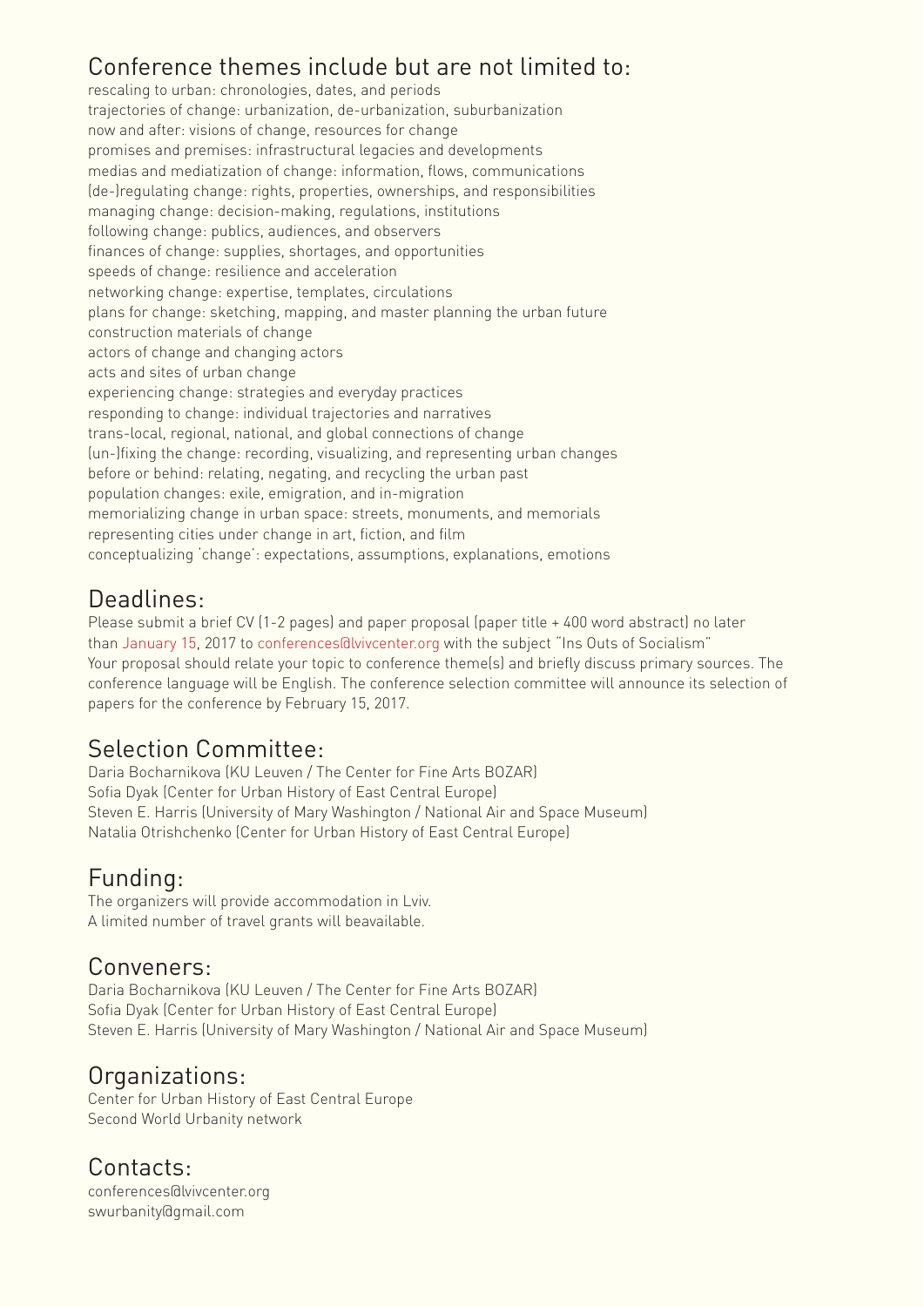## Conference themes include but are not limited to:

rescaling to urban: chronologies, dates, and periods
trajectories of change: urbanization, de-urbanization, suburbanization
now and after: visions of change, resources for change
promises and premises: infrastructural legacies and developments
medias and mediatization of change: information, flows, communications
(de-)regulating change: rights, properties, ownerships, and responsibilities
managing change: decision-making, regulations, institutions
following change: publics, audiences, and observers
finances of change: supplies, shortages, and opportunities
speeds of change: resilience and acceleration
networking change: expertise, templates, circulations
plans for change: sketching, mapping, and master planning the urban future
construction materials of change
actors of change and changing actors
acts and sites of urban change
experiencing change: strategies and everyday practices
responding to change: individual trajectories and narratives
trans-local, regional, national, and global connections of change
(un-)fixing the change: recording, visualizing, and representing urban changes
before or behind: relating, negating, and recycling the urban past
population changes: exile, emigration, and in-migration
memorializing change in urban space: streets, monuments, and memorials
representing cities under change in art, fiction, and film
conceptualizing 'change': expectations, assumptions, explanations, emotions

## Deadlines:

Please submit a brief CV (1-2 pages) and paper proposal (paper title + 400 word abstract) no later than January 15, 2017 to conferences@lvivcenter.org with the subject "Ins Outs of Socialism"
Your proposal should relate your topic to conference theme(s) and briefly discuss primary sources. The conference language will be English. The conference selection committee will announce its selection of papers for the conference by February 15, 2017.

## Selection Committee:

Daria Bocharnikova (KU Leuven / The Center for Fine Arts BOZAR)
Sofia Dyak (Center for Urban History of East Central Europe)
Steven E. Harris (University of Mary Washington / National Air and Space Museum)
Natalia Otrishchenko (Center for Urban History of East Central Europe)

## Funding:

The organizers will provide accommodation in Lviv.
A limited number of travel grants will beavailable.

## Conveners:

Daria Bocharnikova (KU Leuven / The Center for Fine Arts BOZAR)
Sofia Dyak (Center for Urban History of East Central Europe)
Steven E. Harris (University of Mary Washington / National Air and Space Museum)

## Organizations:

Center for Urban History of East Central Europe
Second World Urbanity network

## Contacts:

conferences@lvivcenter.org
swurbanity@gmail.com